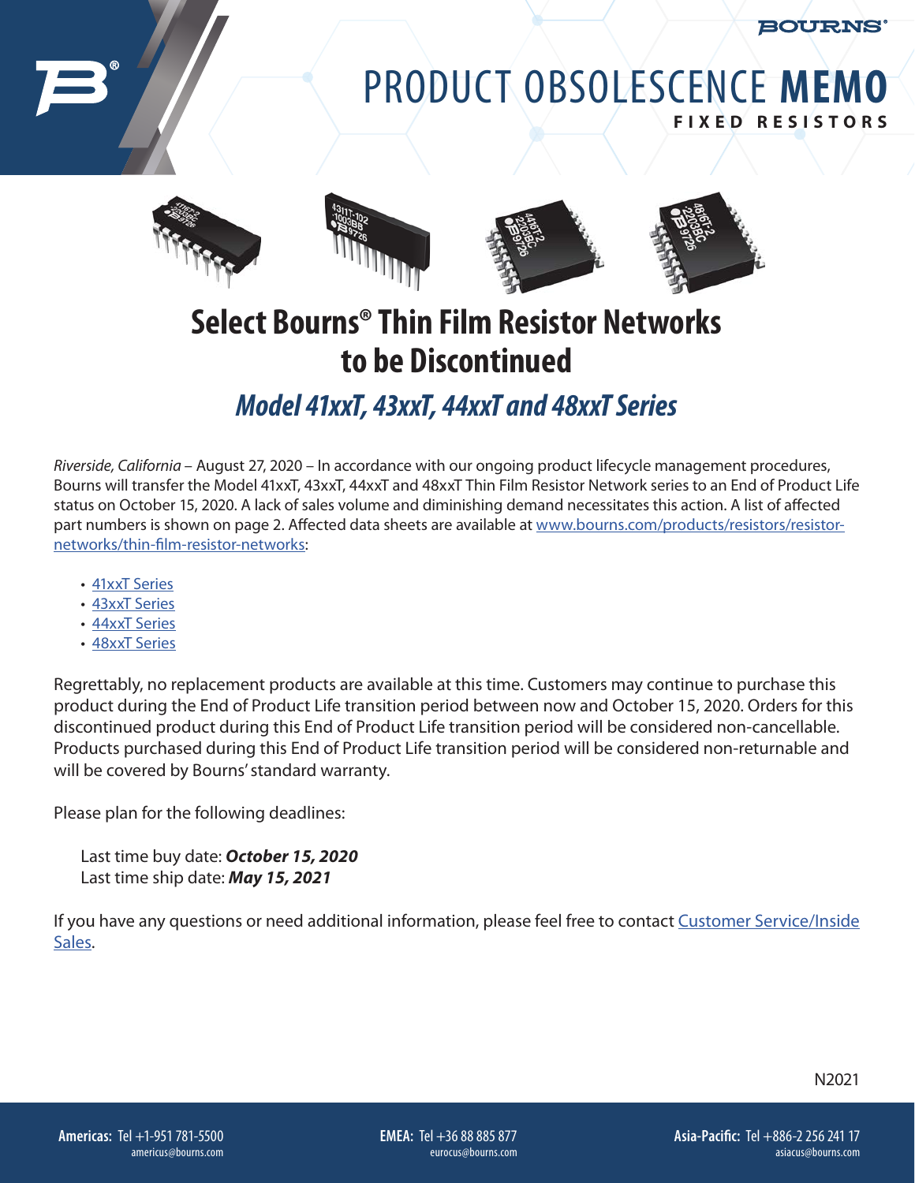# PRODUCT OBSOLESCENCE **MEMO**

**FIXED RESISTORS**

## Select Bourns® Thin Film Resistor Networks to be Discontinued

### *Model 41xxT, 43xxT, 44xxT and 48xxT Series*

*Riverside, California* – August 27, 2020 – In accordance with our ongoing product lifecycle management procedures, Bourns will transfer the Model 41xxT, 43xxT, 44xxT and 48xxT Thin Film Resistor Network series to an End of Product Life status on October 15, 2020. A lack of sales volume and diminishing demand necessitates this action. A list of affected part numbers is shown on page 2. Affected data sheets are available at www.bourns.com/products/resistors/resistor-networks/thin-film-resistor-networks:

- 41xxT Series
- 43xxT Series
- 44xxT Series
- 48xxT Series

Regrettably, no replacement products are available at this time. Customers may continue to purchase this product during the End of Product Life transition period between now and October 15, 2020. Orders for this discontinued product during this End of Product Life transition period will be considered non-cancellable. Products purchased during this End of Product Life transition period will be considered non-returnable and will be covered by Bourns' standard warranty.

Please plan for the following deadlines:

Last time buy date: ***October 15, 2020***
Last time ship date: ***May 15, 2021***

If you have any questions or need additional information, please feel free to contact Customer Service/Inside Sales.

N2021

**Americas:** Tel +1-951 781-5500 americus@bourns.com

**EMEA:** Tel +36 88 885 877 eurocus@bourns.com

**Asia-Pacific:** Tel +886-2 256 241 17 asiacus@bourns.com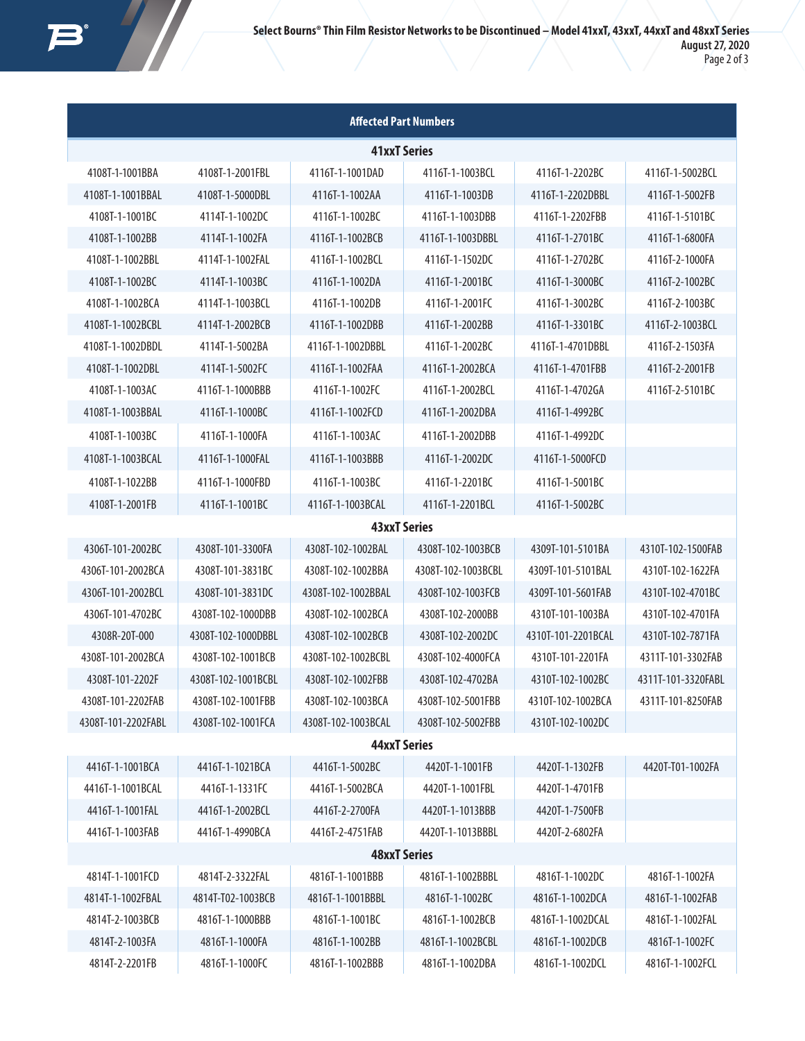| Affected Part Numbers | | | | | |
|---|---|---|---|---|---|
| **41xxT Series** | | | | | |
| 4108T-1-1001BBA | 4108T-1-2001FBL | 4116T-1-1001DAD | 4116T-1-1003BCL | 4116T-1-2202BC | 4116T-1-5002BCL |
| 4108T-1-1001BBAL | 4108T-1-5000DBL | 4116T-1-1002AA | 4116T-1-1003DB | 4116T-1-2202DBBL | 4116T-1-5002FB |
| 4108T-1-1001BC | 4114T-1-1002DC | 4116T-1-1002BC | 4116T-1-1003DBB | 4116T-1-2202FBB | 4116T-1-5101BC |
| 4108T-1-1002BB | 4114T-1-1002FA | 4116T-1-1002BCB | 4116T-1-1003DBBL | 4116T-1-2701BC | 4116T-1-6800FA |
| 4108T-1-1002BBL | 4114T-1-1002FAL | 4116T-1-1002BCL | 4116T-1-1502DC | 4116T-1-2702BC | 4116T-2-1000FA |
| 4108T-1-1002BC | 4114T-1-1003BC | 4116T-1-1002DA | 4116T-1-2001BC | 4116T-1-3000BC | 4116T-2-1002BC |
| 4108T-1-1002BCA | 4114T-1-1003BCL | 4116T-1-1002DB | 4116T-1-2001FC | 4116T-1-3002BC | 4116T-2-1003BC |
| 4108T-1-1002BCBL | 4114T-1-2002BCB | 4116T-1-1002DBB | 4116T-1-2002BB | 4116T-1-3301BC | 4116T-2-1003BCL |
| 4108T-1-1002DBDL | 4114T-1-5002BA | 4116T-1-1002DBBL | 4116T-1-2002BC | 4116T-1-4701DBBL | 4116T-2-1503FA |
| 4108T-1-1002DBL | 4114T-1-5002FC | 4116T-1-1002FAA | 4116T-1-2002BCA | 4116T-1-4701FBB | 4116T-2-2001FB |
| 4108T-1-1003AC | 4116T-1-1000BBB | 4116T-1-1002FC | 4116T-1-2002BCL | 4116T-1-4702GA | 4116T-2-5101BC |
| 4108T-1-1003BBAL | 4116T-1-1000BC | 4116T-1-1002FCD | 4116T-1-2002DBA | 4116T-1-4992BC | |
| 4108T-1-1003BC | 4116T-1-1000FA | 4116T-1-1003AC | 4116T-1-2002DBB | 4116T-1-4992DC | |
| 4108T-1-1003BCAL | 4116T-1-1000FAL | 4116T-1-1003BBB | 4116T-1-2002DC | 4116T-1-5000FCD | |
| 4108T-1-1022BB | 4116T-1-1000FBD | 4116T-1-1003BC | 4116T-1-2201BC | 4116T-1-5001BC | |
| 4108T-1-2001FB | 4116T-1-1001BC | 4116T-1-1003BCAL | 4116T-1-2201BCL | 4116T-1-5002BC | |
| **43xxT Series** | | | | | |
| 4306T-101-2002BC | 4308T-101-3300FA | 4308T-102-1002BAL | 4308T-102-1003BCB | 4309T-101-5101BA | 4310T-102-1500FAB |
| 4306T-101-2002BCA | 4308T-101-3831BC | 4308T-102-1002BBA | 4308T-102-1003BCBL | 4309T-101-5101BAL | 4310T-102-1622FA |
| 4306T-101-2002BCL | 4308T-101-3831DC | 4308T-102-1002BBAL | 4308T-102-1003FCB | 4309T-101-5601FAB | 4310T-102-4701BC |
| 4306T-101-4702BC | 4308T-102-1000DBB | 4308T-102-1002BCA | 4308T-102-2000BB | 4310T-101-1003BA | 4310T-102-4701FA |
| 4308R-20T-000 | 4308T-102-1000DBBL | 4308T-102-1002BCB | 4308T-102-2002DC | 4310T-101-2201BCAL | 4310T-102-7871FA |
| 4308T-101-2002BCA | 4308T-102-1001BCB | 4308T-102-1002BCBL | 4308T-102-4000FCA | 4310T-101-2201FA | 4311T-101-3302FAB |
| 4308T-101-2202F | 4308T-102-1001BCBL | 4308T-102-1002FBB | 4308T-102-4702BA | 4310T-102-1002BC | 4311T-101-3320FABL |
| 4308T-101-2202FAB | 4308T-102-1001FBB | 4308T-102-1003BCA | 4308T-102-5001FBB | 4310T-102-1002BCA | 4311T-101-8250FAB |
| 4308T-101-2202FABL | 4308T-102-1001FCA | 4308T-102-1003BCAL | 4308T-102-5002FBB | 4310T-102-1002DC | |
| **44xxT Series** | | | | | |
| 4416T-1-1001BCA | 4416T-1-1021BCA | 4416T-1-5002BC | 4420T-1-1001FB | 4420T-1-1302FB | 4420T-T01-1002FA |
| 4416T-1-1001BCAL | 4416T-1-1331FC | 4416T-1-5002BCA | 4420T-1-1001FBL | 4420T-1-4701FB | |
| 4416T-1-1001FAL | 4416T-1-2002BCL | 4416T-2-2700FA | 4420T-1-1013BBB | 4420T-1-7500FB | |
| 4416T-1-1003FAB | 4416T-1-4990BCA | 4416T-2-4751FAB | 4420T-1-1013BBBL | 4420T-2-6802FA | |
| **48xxT Series** | | | | | |
| 4814T-1-1001FCD | 4814T-2-3322FAL | 4816T-1-1001BBB | 4816T-1-1002BBBL | 4816T-1-1002DC | 4816T-1-1002FA |
| 4814T-1-1002FBAL | 4814T-T02-1003BCB | 4816T-1-1001BBBL | 4816T-1-1002BC | 4816T-1-1002DCA | 4816T-1-1002FAB |
| 4814T-2-1003BCB | 4816T-1-1000BBB | 4816T-1-1001BC | 4816T-1-1002BCB | 4816T-1-1002DCAL | 4816T-1-1002FAL |
| 4814T-2-1003FA | 4816T-1-1000FA | 4816T-1-1002BB | 4816T-1-1002BCBL | 4816T-1-1002DCB | 4816T-1-1002FC |
| 4814T-2-2201FB | 4816T-1-1000FC | 4816T-1-1002BBB | 4816T-1-1002DBA | 4816T-1-1002DCL | 4816T-1-1002FCL |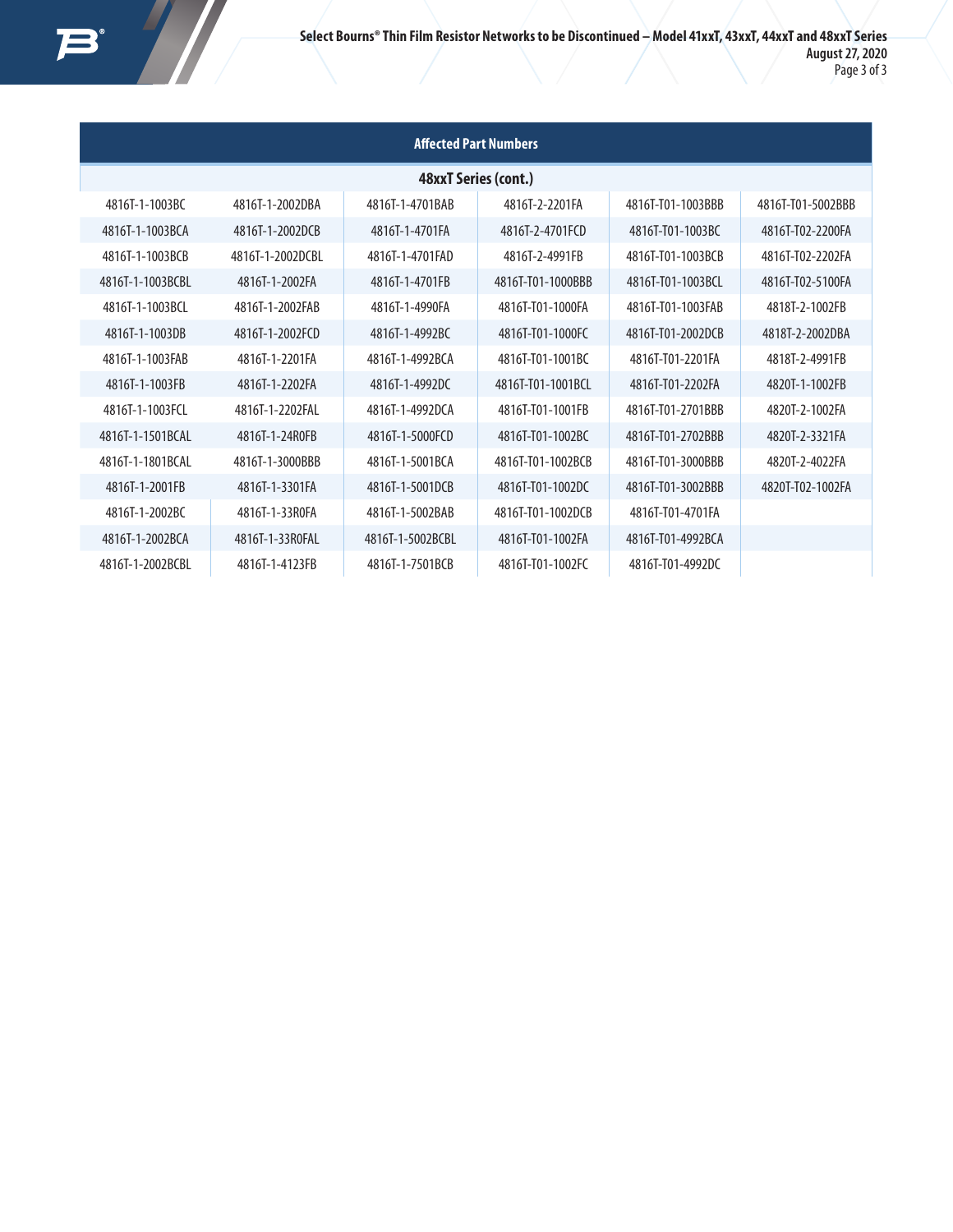| Affected Part Numbers | | | | | |
|---|---|---|---|---|---|
| **48xxT Series (cont.)** | | | | | |
| 4816T-1-1003BC | 4816T-1-2002DBA | 4816T-1-4701BAB | 4816T-2-2201FA | 4816T-T01-1003BBB | 4816T-T01-5002BBB |
| 4816T-1-1003BCA | 4816T-1-2002DCB | 4816T-1-4701FA | 4816T-2-4701FCD | 4816T-T01-1003BC | 4816T-T02-2200FA |
| 4816T-1-1003BCB | 4816T-1-2002DCBL | 4816T-1-4701FAD | 4816T-2-4991FB | 4816T-T01-1003BCB | 4816T-T02-2202FA |
| 4816T-1-1003BCBL | 4816T-1-2002FA | 4816T-1-4701FB | 4816T-T01-1000BBB | 4816T-T01-1003BCL | 4816T-T02-5100FA |
| 4816T-1-1003BCL | 4816T-1-2002FAB | 4816T-1-4990FA | 4816T-T01-1000FA | 4816T-T01-1003FAB | 4818T-2-1002FB |
| 4816T-1-1003DB | 4816T-1-2002FCD | 4816T-1-4992BC | 4816T-T01-1000FC | 4816T-T01-2002DCB | 4818T-2-2002DBA |
| 4816T-1-1003FAB | 4816T-1-2201FA | 4816T-1-4992BCA | 4816T-T01-1001BC | 4816T-T01-2201FA | 4818T-2-4991FB |
| 4816T-1-1003FB | 4816T-1-2202FA | 4816T-1-4992DC | 4816T-T01-1001BCL | 4816T-T01-2202FA | 4820T-1-1002FB |
| 4816T-1-1003FCL | 4816T-1-2202FAL | 4816T-1-4992DCA | 4816T-T01-1001FB | 4816T-T01-2701BBB | 4820T-2-1002FA |
| 4816T-1-1501BCAL | 4816T-1-24R0FB | 4816T-1-5000FCD | 4816T-T01-1002BC | 4816T-T01-2702BBB | 4820T-2-3321FA |
| 4816T-1-1801BCAL | 4816T-1-3000BBB | 4816T-1-5001BCA | 4816T-T01-1002BCB | 4816T-T01-3000BBB | 4820T-2-4022FA |
| 4816T-1-2001FB | 4816T-1-3301FA | 4816T-1-5001DCB | 4816T-T01-1002DC | 4816T-T01-3002BBB | 4820T-T02-1002FA |
| 4816T-1-2002BC | 4816T-1-33R0FA | 4816T-1-5002BAB | 4816T-T01-1002DCB | 4816T-T01-4701FA | |
| 4816T-1-2002BCA | 4816T-1-33R0FAL | 4816T-1-5002BCBL | 4816T-T01-1002FA | 4816T-T01-4992BCA | |
| 4816T-1-2002BCBL | 4816T-1-4123FB | 4816T-1-7501BCB | 4816T-T01-1002FC | 4816T-T01-4992DC | |